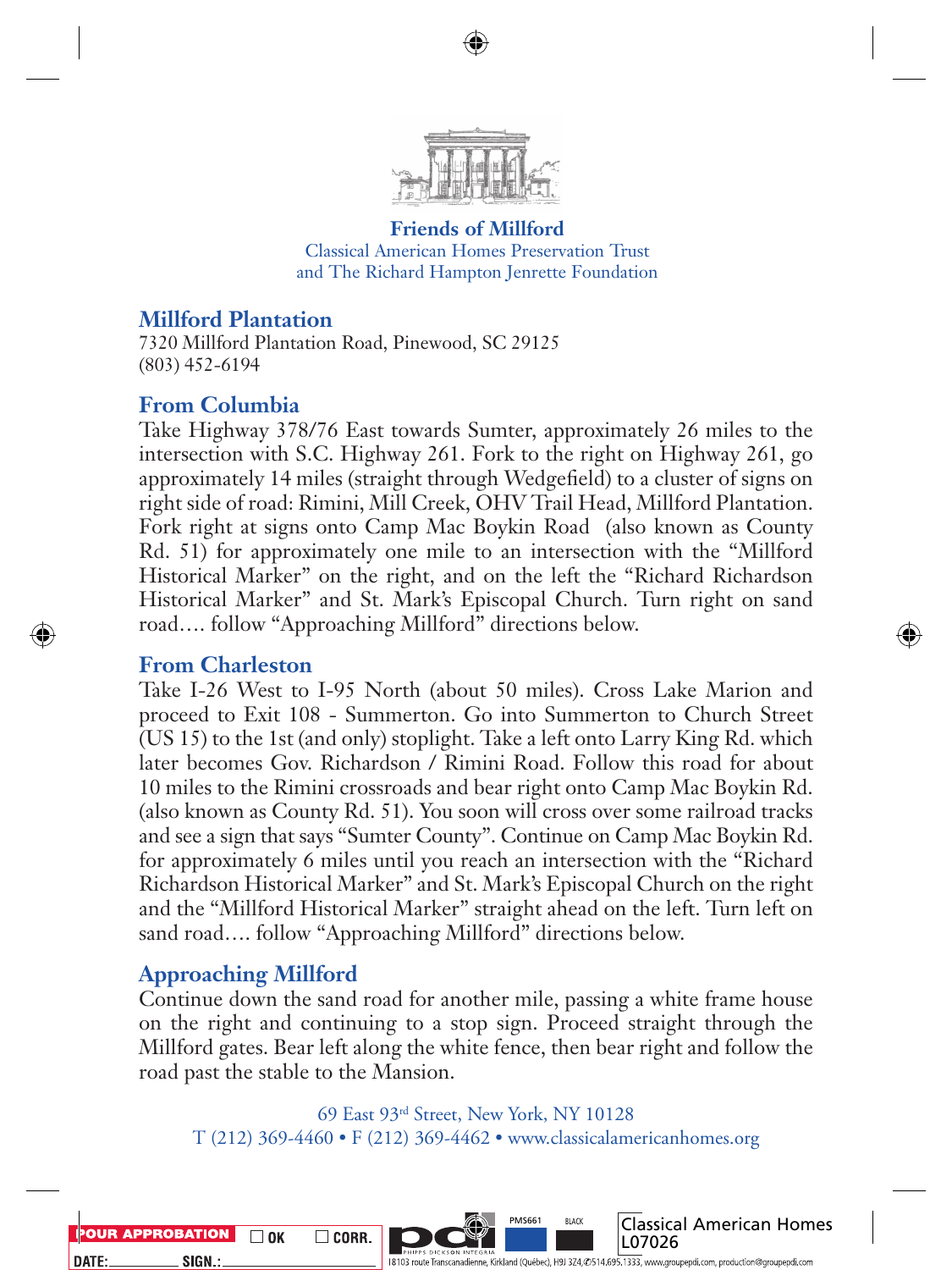**Friends of Millford**
Classical American Homes Preservation Trust
and The Richard Hampton Jenrette Foundation

## Millford Plantation

7320 Millford Plantation Road, Pinewood, SC 29125
(803) 452-6194

## From Columbia

Take Highway 378/76 East towards Sumter, approximately 26 miles to the intersection with S.C. Highway 261. Fork to the right on Highway 261, go approximately 14 miles (straight through Wedgefield) to a cluster of signs on right side of road: Rimini, Mill Creek, OHV Trail Head, Millford Plantation. Fork right at signs onto Camp Mac Boykin Road (also known as County Rd. 51) for approximately one mile to an intersection with the "Millford Historical Marker" on the right, and on the left the "Richard Richardson Historical Marker" and St. Mark's Episcopal Church. Turn right on sand road…. follow "Approaching Millford" directions below.

## From Charleston

Take I-26 West to I-95 North (about 50 miles). Cross Lake Marion and proceed to Exit 108 - Summerton. Go into Summerton to Church Street (US 15) to the 1st (and only) stoplight. Take a left onto Larry King Rd. which later becomes Gov. Richardson / Rimini Road. Follow this road for about 10 miles to the Rimini crossroads and bear right onto Camp Mac Boykin Rd. (also known as County Rd. 51). You soon will cross over some railroad tracks and see a sign that says "Sumter County". Continue on Camp Mac Boykin Rd. for approximately 6 miles until you reach an intersection with the "Richard Richardson Historical Marker" and St. Mark's Episcopal Church on the right and the "Millford Historical Marker" straight ahead on the left. Turn left on sand road…. follow "Approaching Millford" directions below.

## Approaching Millford

Continue down the sand road for another mile, passing a white frame house on the right and continuing to a stop sign. Proceed straight through the Millford gates. Bear left along the white fence, then bear right and follow the road past the stable to the Mansion.

69 East 93rd Street, New York, NY 10128
T (212) 369-4460 • F (212) 369-4462 • www.classicalamericanhomes.org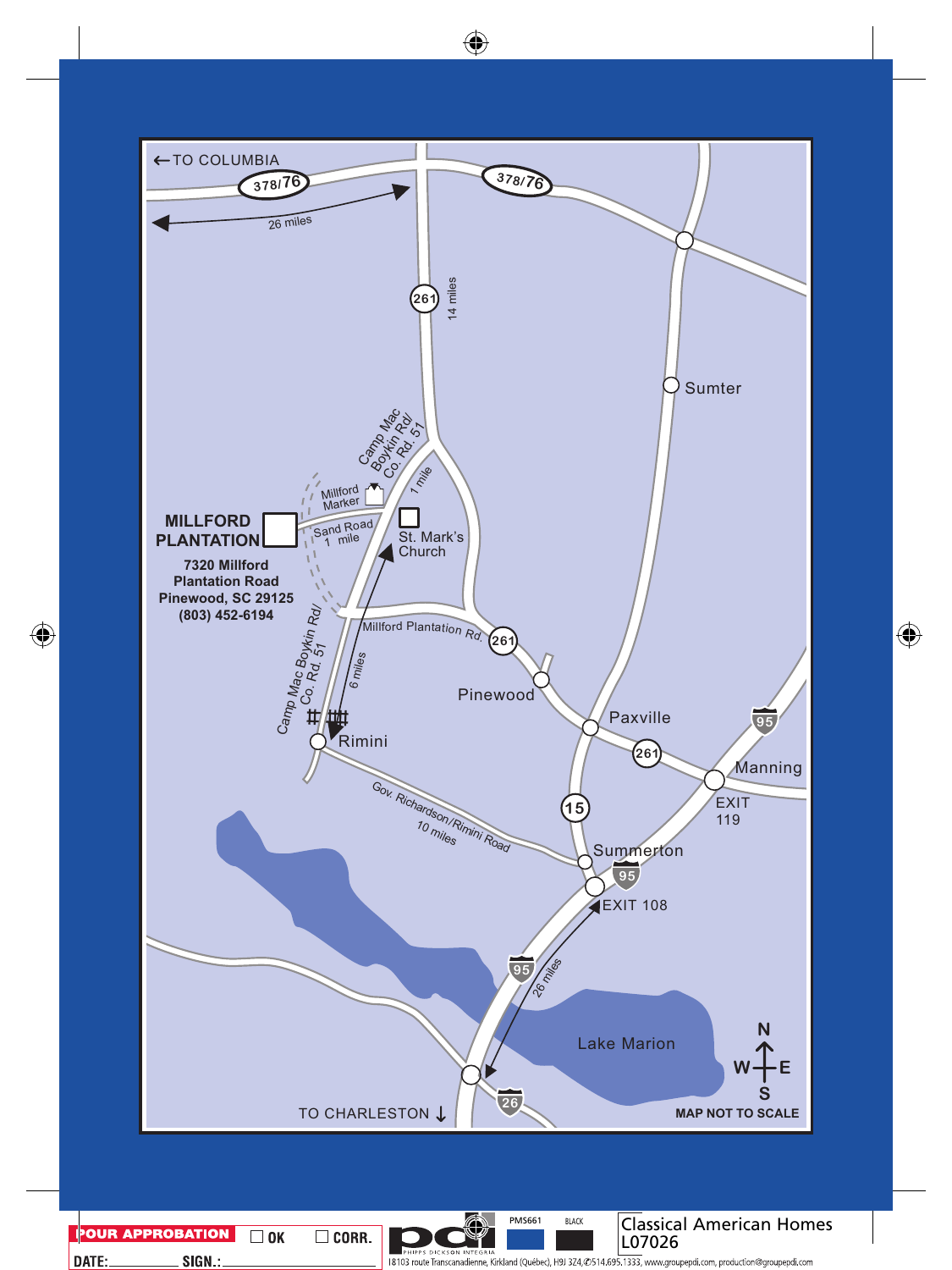← TO COLUMBIA

378/76

26 miles

378/76

261

14 miles

Sumter

Camp Mac Boykin Rd/ Co. Rd. 51

1 mile

Millford Marker

**MILLFORD PLANTATION**

**7320 Millford Plantation Road Pinewood, SC 29125 (803) 452-6194**

Sand Road 1 mile

St. Mark's Church

Millford Plantation Rd.

261

Camp Mac Boykin Rd/ Co. Rd. 51

6 miles

Pinewood

Paxville

95

261

Manning

Rimini

EXIT 119

15

Gov. Richardson/Rimini Road 10 miles

Summerton

95

EXIT 108

95

26 miles

Lake Marion

N W E S

TO CHARLESTON ↓

26

**MAP NOT TO SCALE**

POUR APPROBATION ☐ OK ☐ CORR.

DATE: SIGN.:

PMS661 BLACK

Classical American Homes L07026

PHIPPS DICKSON INTEGRIA

18103 route Transcanadienne, Kirkland (Québec), H9J 3Z4, ✆514.695.1333, www.groupepdi.com, production@groupepdi.com